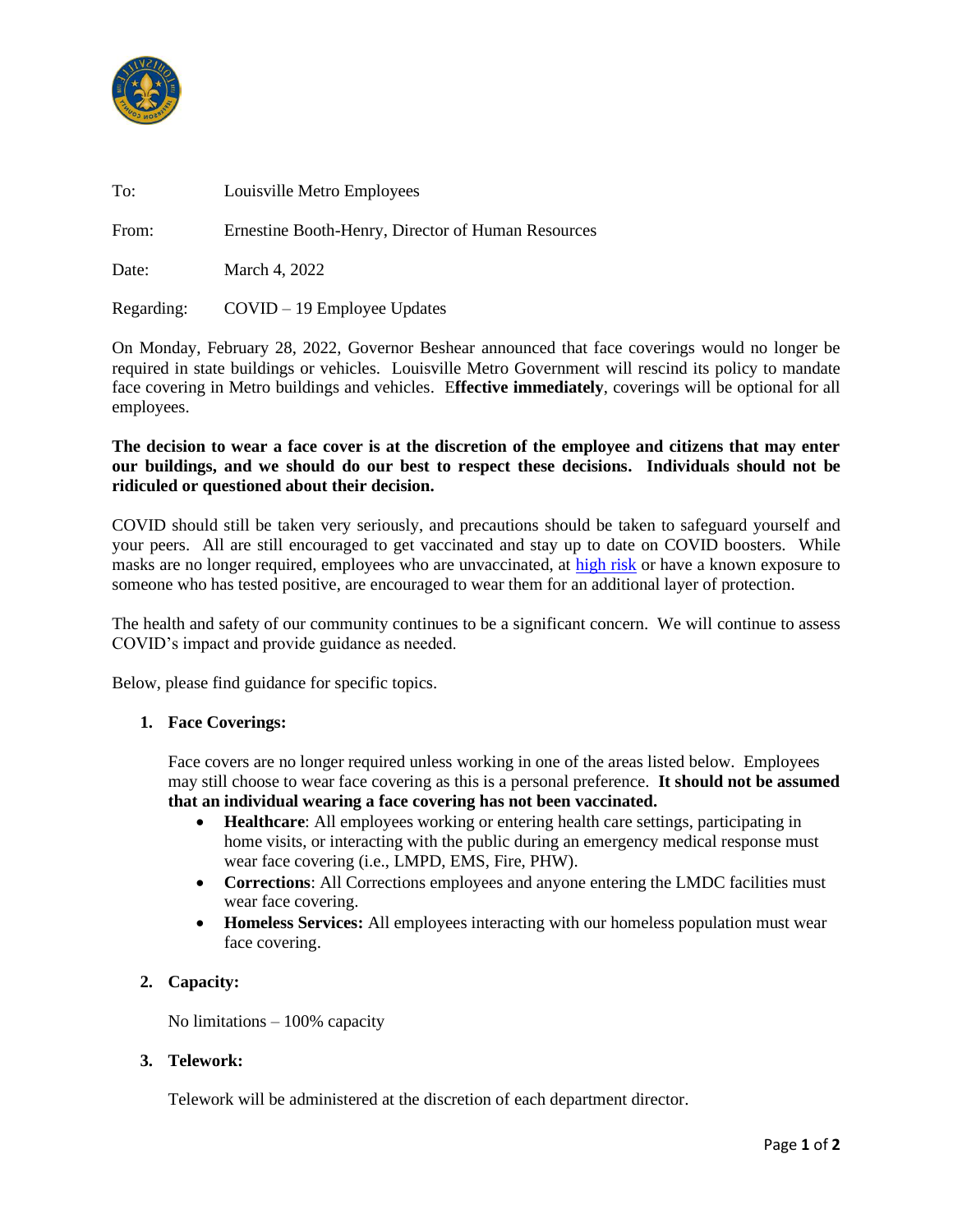To: Louisville Metro Employees

From: Ernestine Booth-Henry, Director of Human Resources

Date: March 4, 2022

Regarding: COVID – 19 Employee Updates

On Monday, February 28, 2022, Governor Beshear announced that face coverings would no longer be required in state buildings or vehicles. Louisville Metro Government will rescind its policy to mandate face covering in Metro buildings and vehicles. E**ffective immediately**, coverings will be optional for all employees.

**The decision to wear a face cover is at the discretion of the employee and citizens that may enter our buildings, and we should do our best to respect these decisions. Individuals should not be ridiculed or questioned about their decision.**

COVID should still be taken very seriously, and precautions should be taken to safeguard yourself and your peers. All are still encouraged to get vaccinated and stay up to date on COVID boosters. While masks are no longer required, employees who are unvaccinated, at high risk or have a known exposure to someone who has tested positive, are encouraged to wear them for an additional layer of protection.

The health and safety of our community continues to be a significant concern. We will continue to assess COVID's impact and provide guidance as needed.

Below, please find guidance for specific topics.

1. **Face Coverings:**

   Face covers are no longer required unless working in one of the areas listed below. Employees may still choose to wear face covering as this is a personal preference. **It should not be assumed that an individual wearing a face covering has not been vaccinated.**

   - **Healthcare**: All employees working or entering health care settings, participating in home visits, or interacting with the public during an emergency medical response must wear face covering (i.e., LMPD, EMS, Fire, PHW).
   - **Corrections**: All Corrections employees and anyone entering the LMDC facilities must wear face covering.
   - **Homeless Services:** All employees interacting with our homeless population must wear face covering.

2. **Capacity:**

   No limitations – 100% capacity

3. **Telework:**

   Telework will be administered at the discretion of each department director.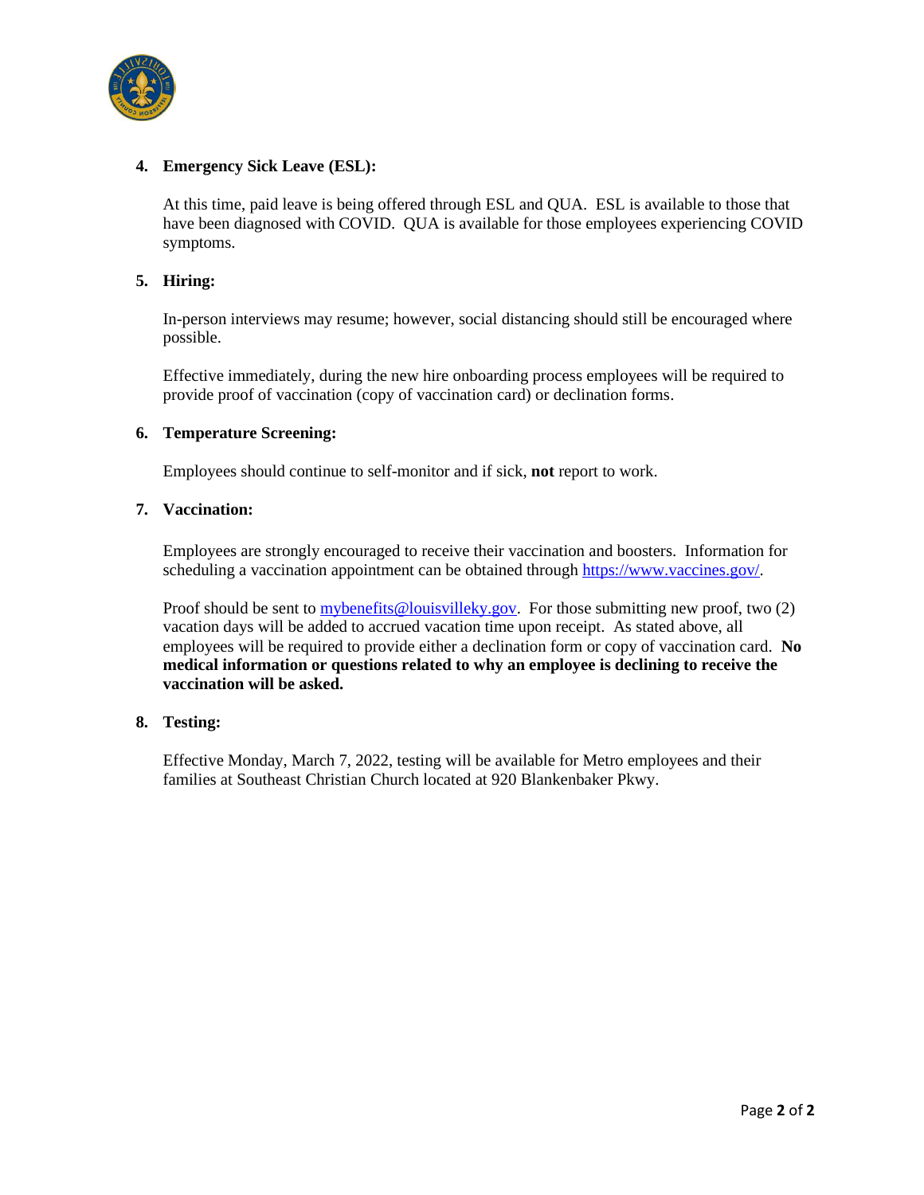4. **Emergency Sick Leave (ESL):**

   At this time, paid leave is being offered through ESL and QUA. ESL is available to those that have been diagnosed with COVID. QUA is available for those employees experiencing COVID symptoms.

5. **Hiring:**

   In-person interviews may resume; however, social distancing should still be encouraged where possible.

   Effective immediately, during the new hire onboarding process employees will be required to provide proof of vaccination (copy of vaccination card) or declination forms.

6. **Temperature Screening:**

   Employees should continue to self-monitor and if sick, **not** report to work.

7. **Vaccination:**

   Employees are strongly encouraged to receive their vaccination and boosters. Information for scheduling a vaccination appointment can be obtained through https://www.vaccines.gov/.

   Proof should be sent to mybenefits@louisvilleky.gov. For those submitting new proof, two (2) vacation days will be added to accrued vacation time upon receipt. As stated above, all employees will be required to provide either a declination form or copy of vaccination card. **No medical information or questions related to why an employee is declining to receive the vaccination will be asked.**

8. **Testing:**

   Effective Monday, March 7, 2022, testing will be available for Metro employees and their families at Southeast Christian Church located at 920 Blankenbaker Pkwy.